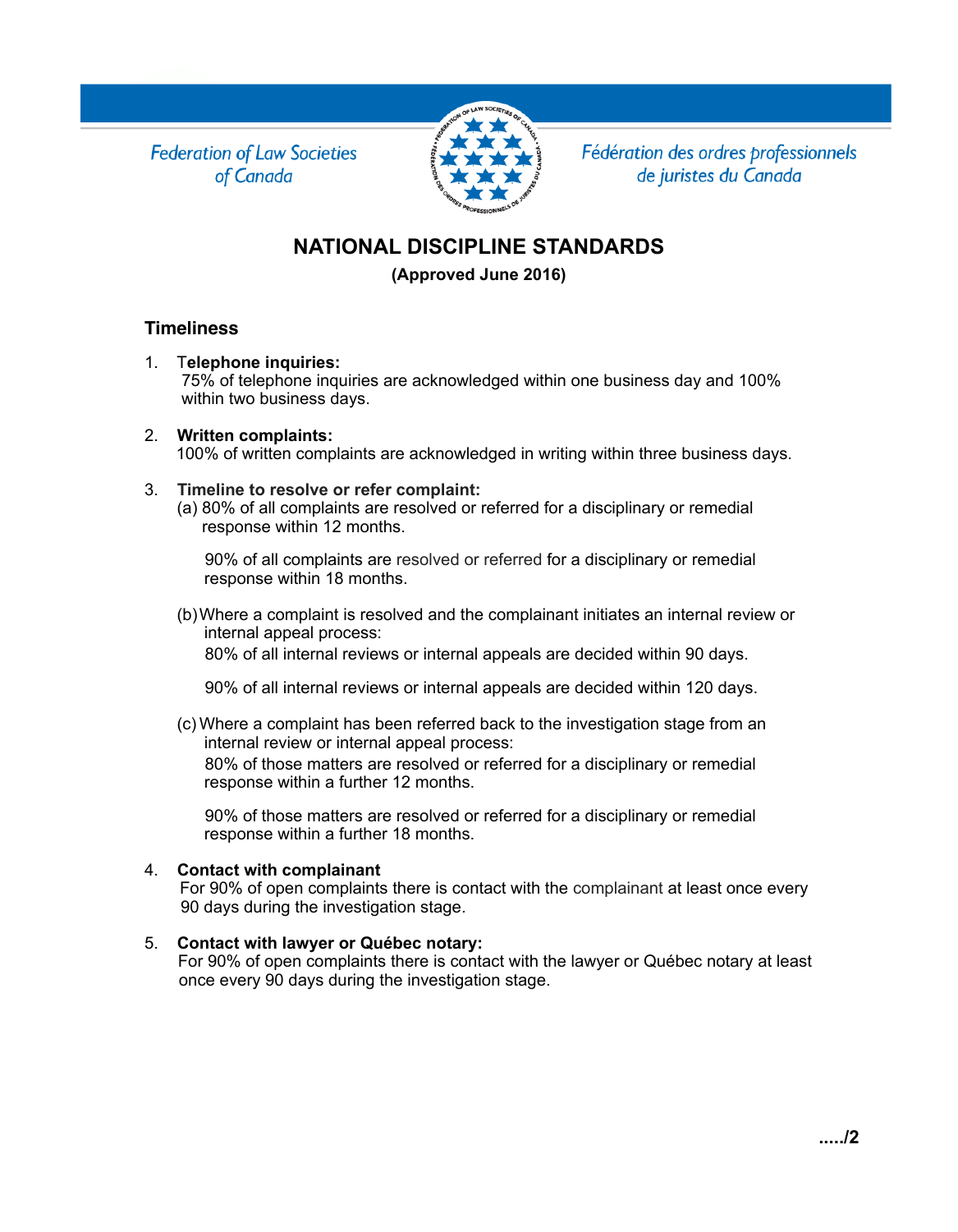Federation of Law Societies of Canada

Fédération des ordres professionnels de juristes du Canada

# NATIONAL DISCIPLINE STANDARDS

**(Approved June 2016)**

## Timeliness

1. **Telephone inquiries:**
   75% of telephone inquiries are acknowledged within one business day and 100% within two business days.

2. **Written complaints:**
   100% of written complaints are acknowledged in writing within three business days.

3. **Timeline to resolve or refer complaint:**
   (a) 80% of all complaints are resolved or referred for a disciplinary or remedial response within 12 months.

   90% of all complaints are resolved or referred for a disciplinary or remedial response within 18 months.

   (b) Where a complaint is resolved and the complainant initiates an internal review or internal appeal process:
   80% of all internal reviews or internal appeals are decided within 90 days.

   90% of all internal reviews or internal appeals are decided within 120 days.

   (c) Where a complaint has been referred back to the investigation stage from an internal review or internal appeal process:
   80% of those matters are resolved or referred for a disciplinary or remedial response within a further 12 months.

   90% of those matters are resolved or referred for a disciplinary or remedial response within a further 18 months.

4. **Contact with complainant**
   For 90% of open complaints there is contact with the complainant at least once every 90 days during the investigation stage.

5. **Contact with lawyer or Québec notary:**
   For 90% of open complaints there is contact with the lawyer or Québec notary at least once every 90 days during the investigation stage.

...../2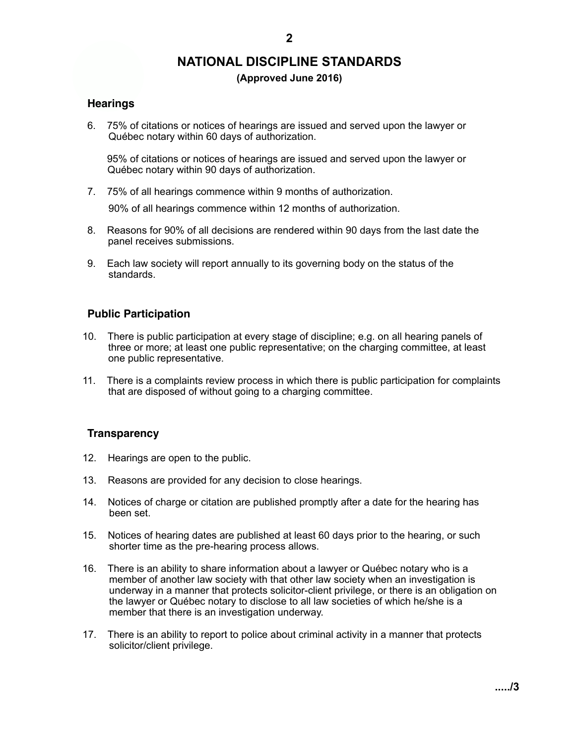# NATIONAL DISCIPLINE STANDARDS

**(Approved June 2016)**

## Hearings

6. 75% of citations or notices of hearings are issued and served upon the lawyer or Québec notary within 60 days of authorization.

   95% of citations or notices of hearings are issued and served upon the lawyer or Québec notary within 90 days of authorization.

7. 75% of all hearings commence within 9 months of authorization.

   90% of all hearings commence within 12 months of authorization.

8. Reasons for 90% of all decisions are rendered within 90 days from the last date the panel receives submissions.

9. Each law society will report annually to its governing body on the status of the standards.

## Public Participation

10. There is public participation at every stage of discipline; e.g. on all hearing panels of three or more; at least one public representative; on the charging committee, at least one public representative.

11. There is a complaints review process in which there is public participation for complaints that are disposed of without going to a charging committee.

## Transparency

12. Hearings are open to the public.

13. Reasons are provided for any decision to close hearings.

14. Notices of charge or citation are published promptly after a date for the hearing has been set.

15. Notices of hearing dates are published at least 60 days prior to the hearing, or such shorter time as the pre-hearing process allows.

16. There is an ability to share information about a lawyer or Québec notary who is a member of another law society with that other law society when an investigation is underway in a manner that protects solicitor-client privilege, or there is an obligation on the lawyer or Québec notary to disclose to all law societies of which he/she is a member that there is an investigation underway.

17. There is an ability to report to police about criminal activity in a manner that protects solicitor/client privilege.

...../3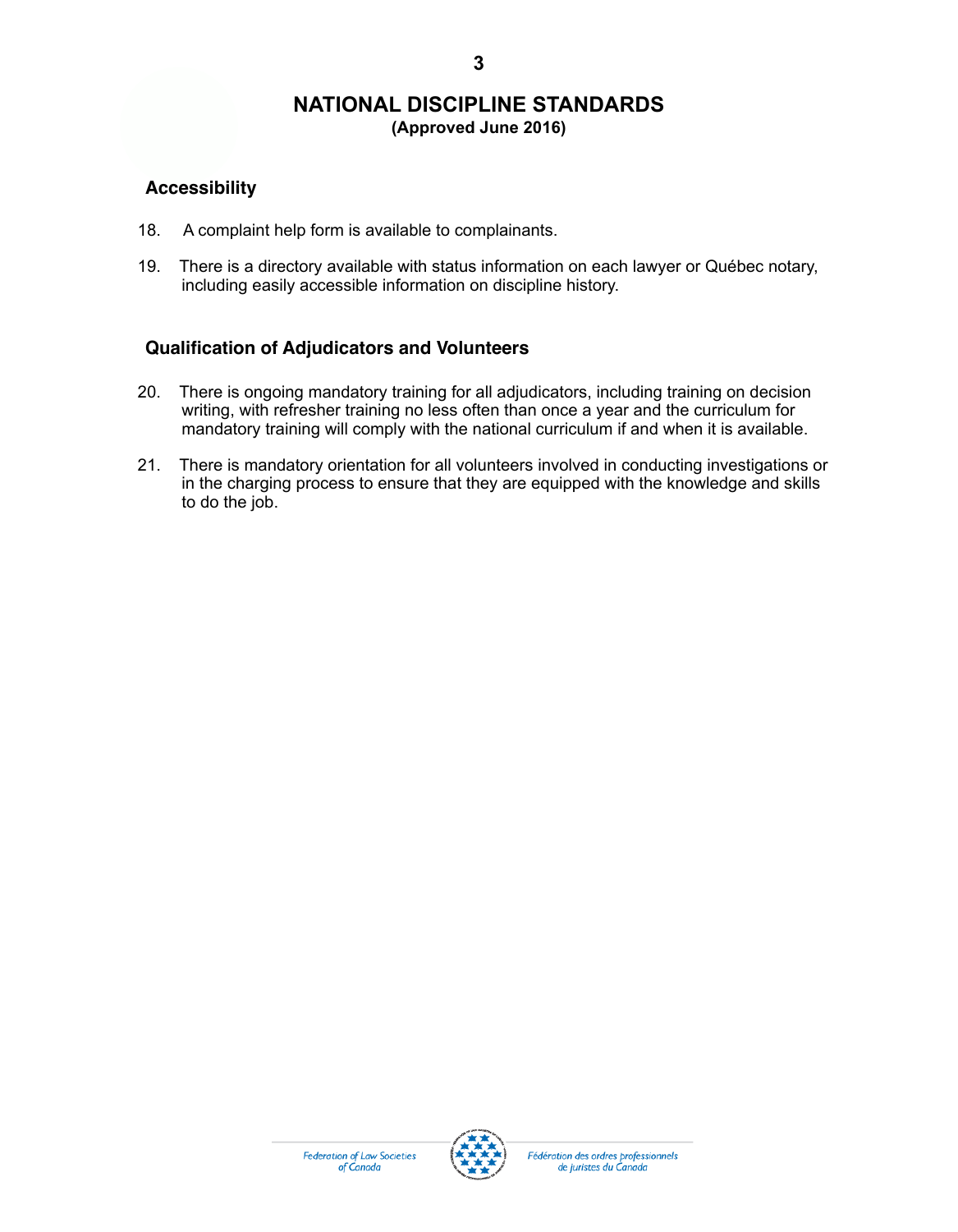# NATIONAL DISCIPLINE STANDARDS

**(Approved June 2016)**

## Accessibility

18. A complaint help form is available to complainants.

19. There is a directory available with status information on each lawyer or Québec notary, including easily accessible information on discipline history.

## Qualification of Adjudicators and Volunteers

20. There is ongoing mandatory training for all adjudicators, including training on decision writing, with refresher training no less often than once a year and the curriculum for mandatory training will comply with the national curriculum if and when it is available.

21. There is mandatory orientation for all volunteers involved in conducting investigations or in the charging process to ensure that they are equipped with the knowledge and skills to do the job.